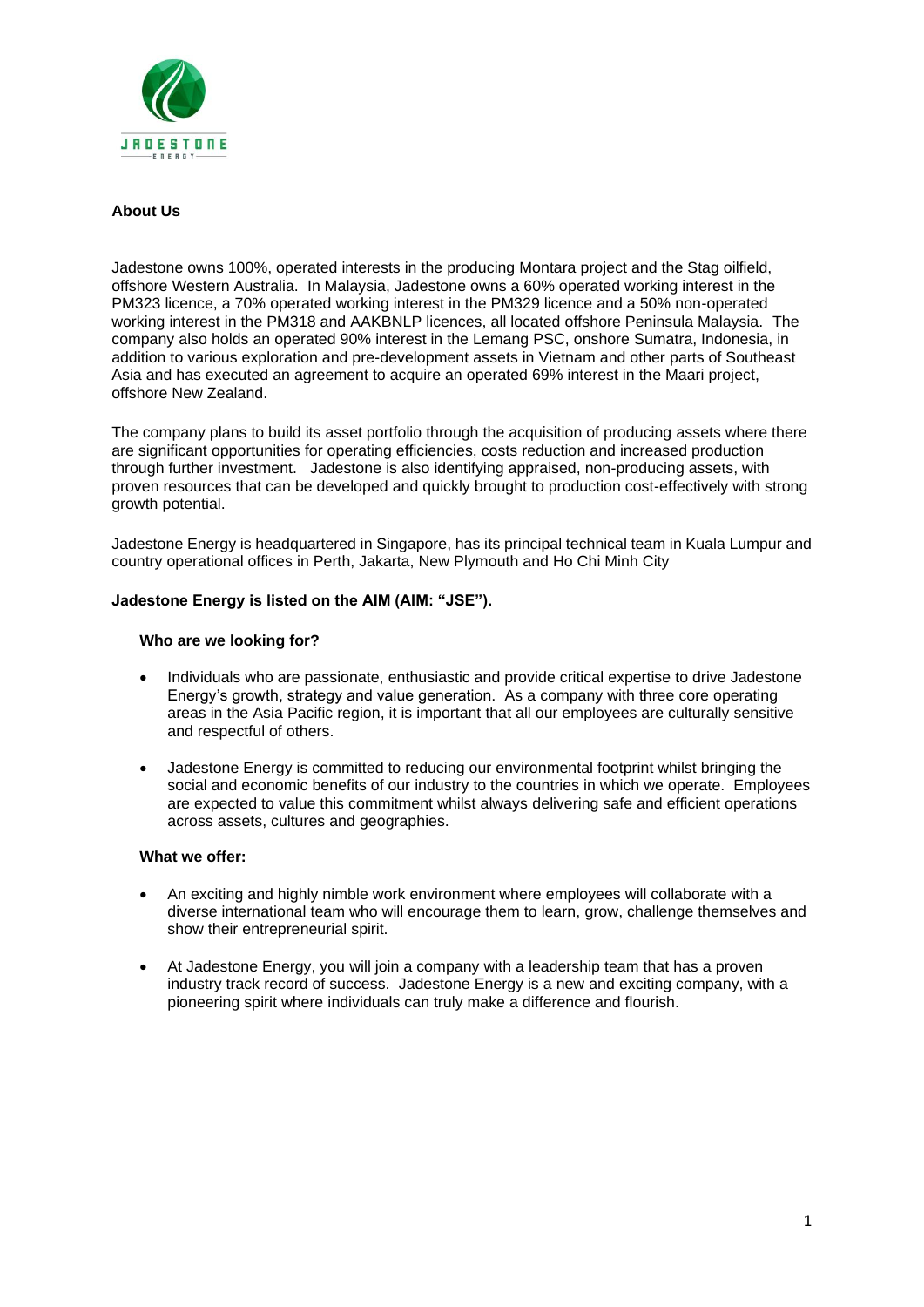## About Us

Jadestone owns 100%, operated interests in the producing Montara project and the Stag oilfield, offshore Western Australia. In Malaysia, Jadestone owns a 60% operated working interest in the PM323 licence, a 70% operated working interest in the PM329 licence and a 50% non-operated working interest in the PM318 and AAKBNLP licences, all located offshore Peninsula Malaysia. The company also holds an operated 90% interest in the Lemang PSC, onshore Sumatra, Indonesia, in addition to various exploration and pre-development assets in Vietnam and other parts of Southeast Asia and has executed an agreement to acquire an operated 69% interest in the Maari project, offshore New Zealand.

The company plans to build its asset portfolio through the acquisition of producing assets where there are significant opportunities for operating efficiencies, costs reduction and increased production through further investment. Jadestone is also identifying appraised, non-producing assets, with proven resources that can be developed and quickly brought to production cost-effectively with strong growth potential.

Jadestone Energy is headquartered in Singapore, has its principal technical team in Kuala Lumpur and country operational offices in Perth, Jakarta, New Plymouth and Ho Chi Minh City

**Jadestone Energy is listed on the AIM (AIM: "JSE").**

### Who are we looking for?

- Individuals who are passionate, enthusiastic and provide critical expertise to drive Jadestone Energy's growth, strategy and value generation. As a company with three core operating areas in the Asia Pacific region, it is important that all our employees are culturally sensitive and respectful of others.
- Jadestone Energy is committed to reducing our environmental footprint whilst bringing the social and economic benefits of our industry to the countries in which we operate. Employees are expected to value this commitment whilst always delivering safe and efficient operations across assets, cultures and geographies.

### What we offer:

- An exciting and highly nimble work environment where employees will collaborate with a diverse international team who will encourage them to learn, grow, challenge themselves and show their entrepreneurial spirit.
- At Jadestone Energy, you will join a company with a leadership team that has a proven industry track record of success. Jadestone Energy is a new and exciting company, with a pioneering spirit where individuals can truly make a difference and flourish.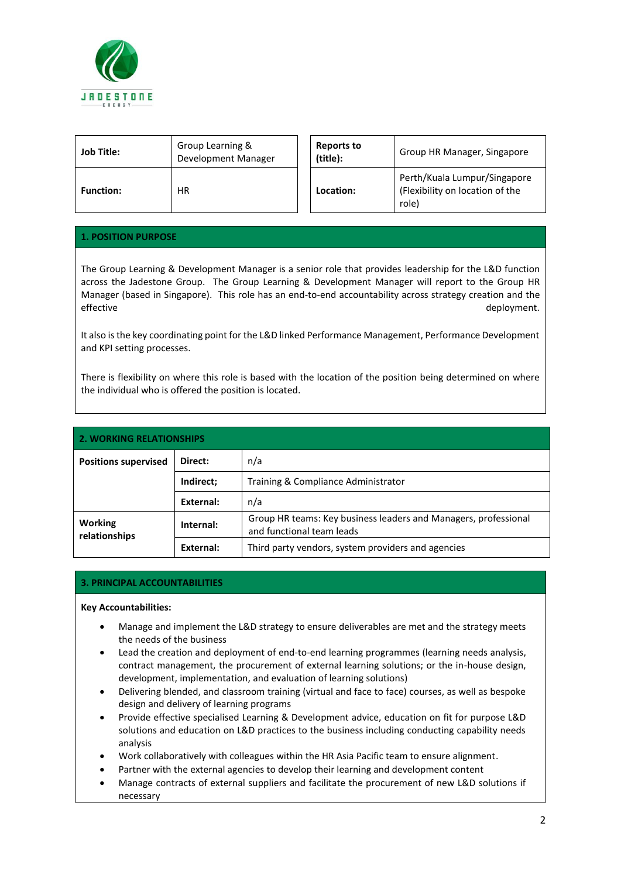| Job Title: | Group Learning & Development Manager | Reports to (title): | Group HR Manager, Singapore |
|---|---|---|---|
| Function: | HR | Location: | Perth/Kuala Lumpur/Singapore (Flexibility on location of the role) |

## 1. POSITION PURPOSE

The Group Learning & Development Manager is a senior role that provides leadership for the L&D function across the Jadestone Group. The Group Learning & Development Manager will report to the Group HR Manager (based in Singapore). This role has an end-to-end accountability across strategy creation and the effective deployment.

It also is the key coordinating point for the L&D linked Performance Management, Performance Development and KPI setting processes.

There is flexibility on where this role is based with the location of the position being determined on where the individual who is offered the position is located.

## 2. WORKING RELATIONSHIPS

| | | |
|---|---|---|
| **Positions supervised** | **Direct:** | n/a |
| | **Indirect;** | Training & Compliance Administrator |
| | **External:** | n/a |
| **Working relationships** | **Internal:** | Group HR teams: Key business leaders and Managers, professional and functional team leads |
| | **External:** | Third party vendors, system providers and agencies |

## 3. PRINCIPAL ACCOUNTABILITIES

**Key Accountabilities:**

- Manage and implement the L&D strategy to ensure deliverables are met and the strategy meets the needs of the business
- Lead the creation and deployment of end-to-end learning programmes (learning needs analysis, contract management, the procurement of external learning solutions; or the in-house design, development, implementation, and evaluation of learning solutions)
- Delivering blended, and classroom training (virtual and face to face) courses, as well as bespoke design and delivery of learning programs
- Provide effective specialised Learning & Development advice, education on fit for purpose L&D solutions and education on L&D practices to the business including conducting capability needs analysis
- Work collaboratively with colleagues within the HR Asia Pacific team to ensure alignment.
- Partner with the external agencies to develop their learning and development content
- Manage contracts of external suppliers and facilitate the procurement of new L&D solutions if necessary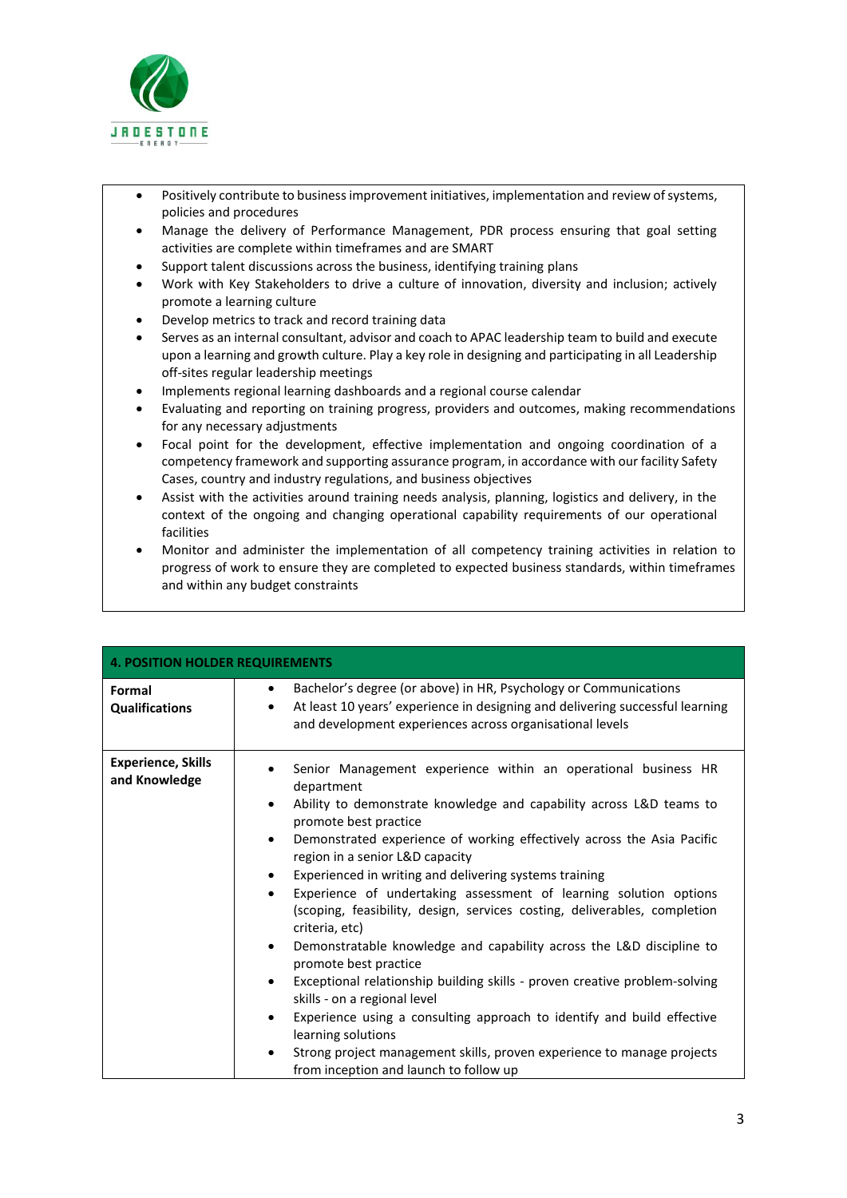- Positively contribute to business improvement initiatives, implementation and review of systems, policies and procedures
- Manage the delivery of Performance Management, PDR process ensuring that goal setting activities are complete within timeframes and are SMART
- Support talent discussions across the business, identifying training plans
- Work with Key Stakeholders to drive a culture of innovation, diversity and inclusion; actively promote a learning culture
- Develop metrics to track and record training data
- Serves as an internal consultant, advisor and coach to APAC leadership team to build and execute upon a learning and growth culture. Play a key role in designing and participating in all Leadership off-sites regular leadership meetings
- Implements regional learning dashboards and a regional course calendar
- Evaluating and reporting on training progress, providers and outcomes, making recommendations for any necessary adjustments
- Focal point for the development, effective implementation and ongoing coordination of a competency framework and supporting assurance program, in accordance with our facility Safety Cases, country and industry regulations, and business objectives
- Assist with the activities around training needs analysis, planning, logistics and delivery, in the context of the ongoing and changing operational capability requirements of our operational facilities
- Monitor and administer the implementation of all competency training activities in relation to progress of work to ensure they are completed to expected business standards, within timeframes and within any budget constraints

| **4. POSITION HOLDER REQUIREMENTS** | |
|---|---|
| **Formal Qualifications** | • Bachelor's degree (or above) in HR, Psychology or Communications<br>• At least 10 years' experience in designing and delivering successful learning and development experiences across organisational levels |
| **Experience, Skills and Knowledge** | • Senior Management experience within an operational business HR department<br>• Ability to demonstrate knowledge and capability across L&D teams to promote best practice<br>• Demonstrated experience of working effectively across the Asia Pacific region in a senior L&D capacity<br>• Experienced in writing and delivering systems training<br>• Experience of undertaking assessment of learning solution options (scoping, feasibility, design, services costing, deliverables, completion criteria, etc)<br>• Demonstratable knowledge and capability across the L&D discipline to promote best practice<br>• Exceptional relationship building skills - proven creative problem-solving skills - on a regional level<br>• Experience using a consulting approach to identify and build effective learning solutions<br>• Strong project management skills, proven experience to manage projects from inception and launch to follow up |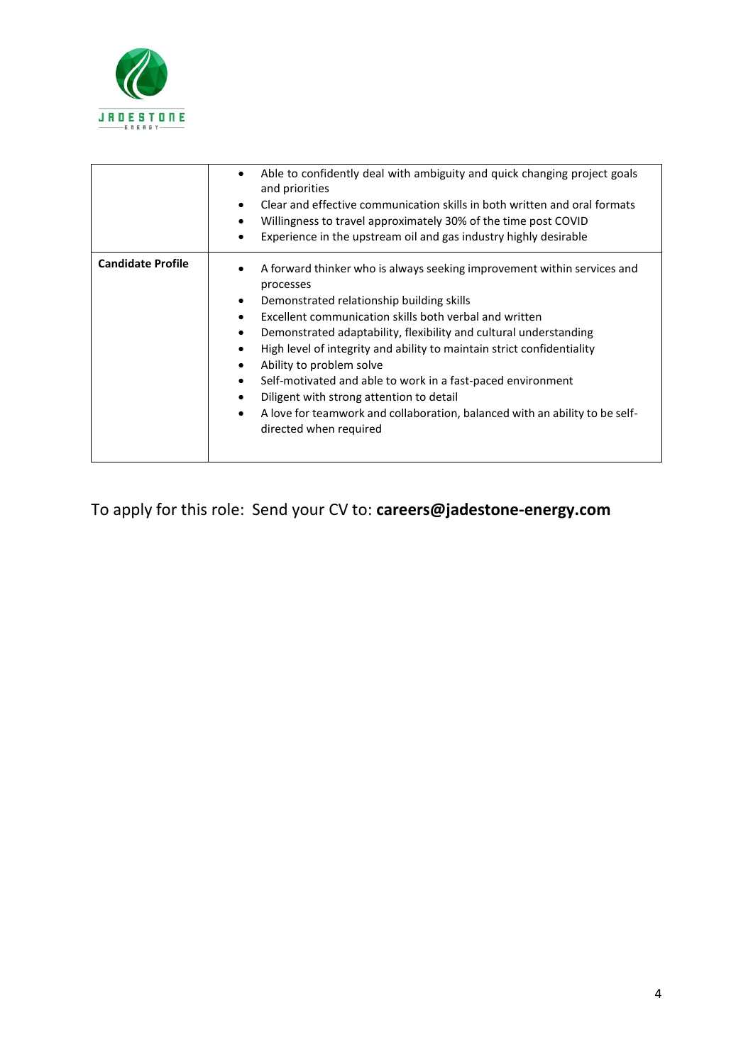| | |
|---|---|
| | • Able to confidently deal with ambiguity and quick changing project goals and priorities<br>• Clear and effective communication skills in both written and oral formats<br>• Willingness to travel approximately 30% of the time post COVID<br>• Experience in the upstream oil and gas industry highly desirable |
| **Candidate Profile** | • A forward thinker who is always seeking improvement within services and processes<br>• Demonstrated relationship building skills<br>• Excellent communication skills both verbal and written<br>• Demonstrated adaptability, flexibility and cultural understanding<br>• High level of integrity and ability to maintain strict confidentiality<br>• Ability to problem solve<br>• Self-motivated and able to work in a fast-paced environment<br>• Diligent with strong attention to detail<br>• A love for teamwork and collaboration, balanced with an ability to be self-directed when required |

To apply for this role: Send your CV to: **careers@jadestone-energy.com**